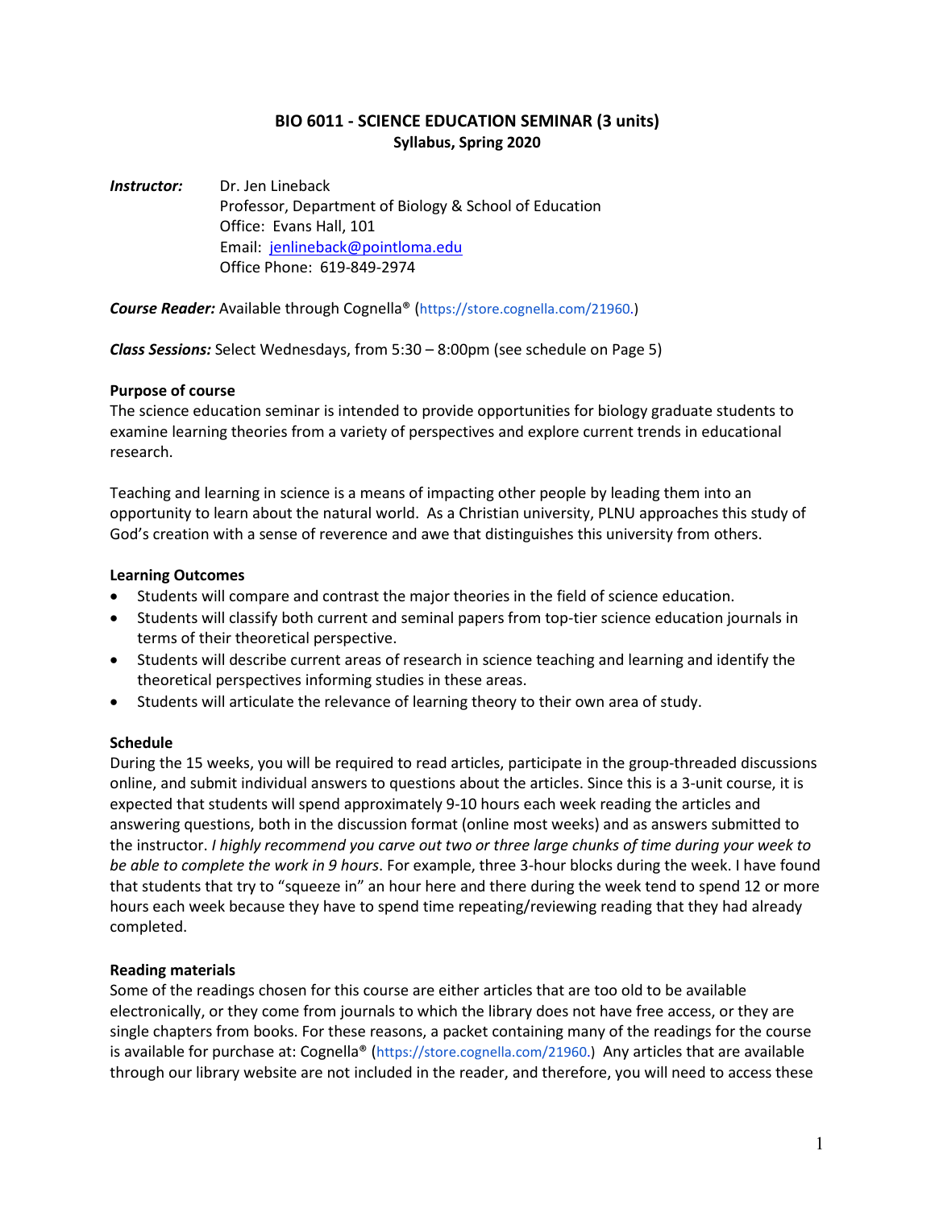# BIO 6011 - SCIENCE EDUCATION SEMINAR (3 units)
**Syllabus, Spring 2020**

***Instructor:*** Dr. Jen Lineback
Professor, Department of Biology & School of Education
Office: Evans Hall, 101
Email: jenlineback@pointloma.edu
Office Phone: 619-849-2974

***Course Reader:*** Available through Cognella® (https://store.cognella.com/21960.)

***Class Sessions:*** Select Wednesdays, from 5:30 – 8:00pm (see schedule on Page 5)

**Purpose of course**

The science education seminar is intended to provide opportunities for biology graduate students to examine learning theories from a variety of perspectives and explore current trends in educational research.

Teaching and learning in science is a means of impacting other people by leading them into an opportunity to learn about the natural world. As a Christian university, PLNU approaches this study of God's creation with a sense of reverence and awe that distinguishes this university from others.

**Learning Outcomes**

- Students will compare and contrast the major theories in the field of science education.
- Students will classify both current and seminal papers from top-tier science education journals in terms of their theoretical perspective.
- Students will describe current areas of research in science teaching and learning and identify the theoretical perspectives informing studies in these areas.
- Students will articulate the relevance of learning theory to their own area of study.

**Schedule**

During the 15 weeks, you will be required to read articles, participate in the group-threaded discussions online, and submit individual answers to questions about the articles. Since this is a 3-unit course, it is expected that students will spend approximately 9-10 hours each week reading the articles and answering questions, both in the discussion format (online most weeks) and as answers submitted to the instructor. *I highly recommend you carve out two or three large chunks of time during your week to be able to complete the work in 9 hours*. For example, three 3-hour blocks during the week. I have found that students that try to "squeeze in" an hour here and there during the week tend to spend 12 or more hours each week because they have to spend time repeating/reviewing reading that they had already completed.

**Reading materials**

Some of the readings chosen for this course are either articles that are too old to be available electronically, or they come from journals to which the library does not have free access, or they are single chapters from books. For these reasons, a packet containing many of the readings for the course is available for purchase at: Cognella® (https://store.cognella.com/21960.) Any articles that are available through our library website are not included in the reader, and therefore, you will need to access these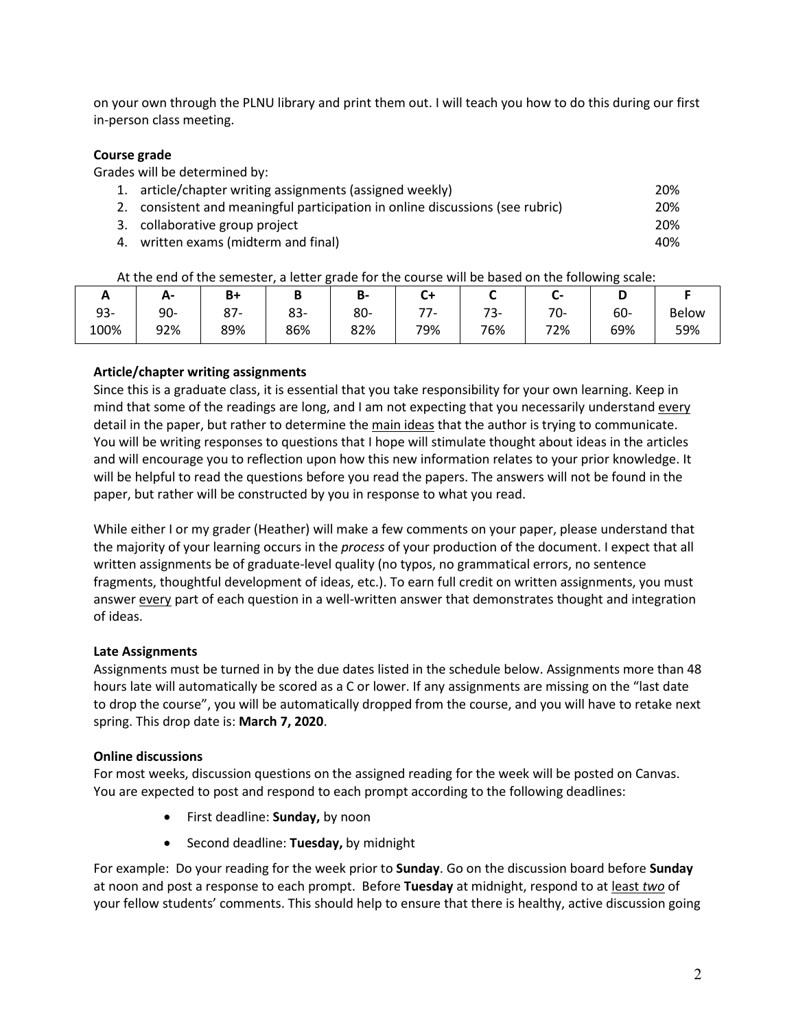on your own through the PLNU library and print them out. I will teach you how to do this during our first in-person class meeting.

**Course grade**

Grades will be determined by:

1. article/chapter writing assignments (assigned weekly) 20%
2. consistent and meaningful participation in online discussions (see rubric) 20%
3. collaborative group project 20%
4. written exams (midterm and final) 40%

At the end of the semester, a letter grade for the course will be based on the following scale:

| A | A- | B+ | B | B- | C+ | C | C- | D | F |
|---|---|---|---|---|---|---|---|---|---|
| 93-100% | 90-92% | 87-89% | 83-86% | 80-82% | 77-79% | 73-76% | 70-72% | 60-69% | Below 59% |

**Article/chapter writing assignments**

Since this is a graduate class, it is essential that you take responsibility for your own learning. Keep in mind that some of the readings are long, and I am not expecting that you necessarily understand every detail in the paper, but rather to determine the main ideas that the author is trying to communicate. You will be writing responses to questions that I hope will stimulate thought about ideas in the articles and will encourage you to reflection upon how this new information relates to your prior knowledge. It will be helpful to read the questions before you read the papers. The answers will not be found in the paper, but rather will be constructed by you in response to what you read.

While either I or my grader (Heather) will make a few comments on your paper, please understand that the majority of your learning occurs in the *process* of your production of the document. I expect that all written assignments be of graduate-level quality (no typos, no grammatical errors, no sentence fragments, thoughtful development of ideas, etc.). To earn full credit on written assignments, you must answer every part of each question in a well-written answer that demonstrates thought and integration of ideas.

**Late Assignments**

Assignments must be turned in by the due dates listed in the schedule below. Assignments more than 48 hours late will automatically be scored as a C or lower. If any assignments are missing on the "last date to drop the course", you will be automatically dropped from the course, and you will have to retake next spring. This drop date is: **March 7, 2020**.

**Online discussions**

For most weeks, discussion questions on the assigned reading for the week will be posted on Canvas. You are expected to post and respond to each prompt according to the following deadlines:

- First deadline: **Sunday,** by noon
- Second deadline: **Tuesday,** by midnight

For example: Do your reading for the week prior to **Sunday**. Go on the discussion board before **Sunday** at noon and post a response to each prompt. Before **Tuesday** at midnight, respond to at least *two* of your fellow students' comments. This should help to ensure that there is healthy, active discussion going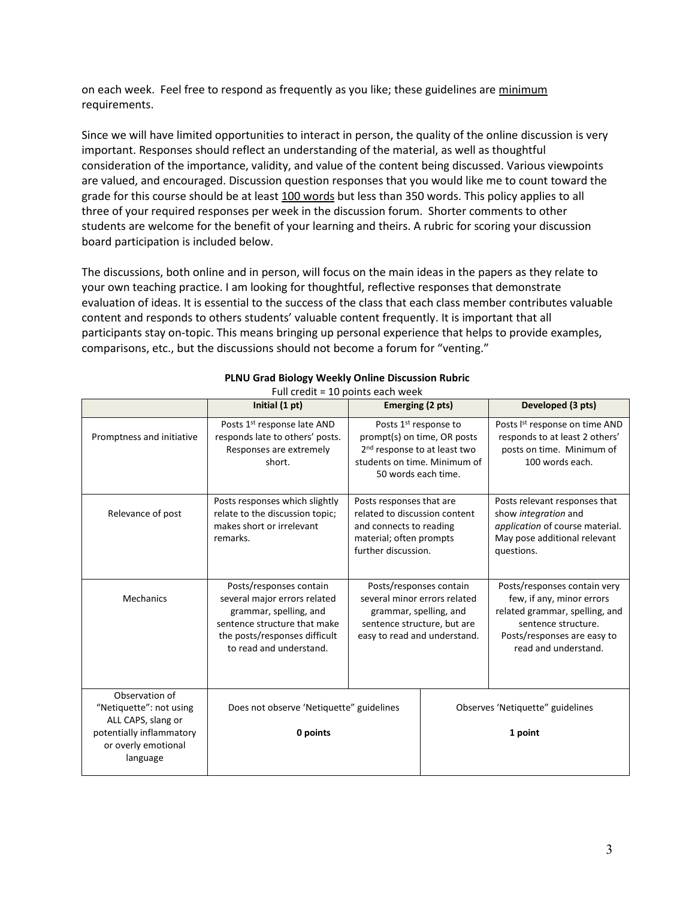on each week. Feel free to respond as frequently as you like; these guidelines are minimum requirements.

Since we will have limited opportunities to interact in person, the quality of the online discussion is very important. Responses should reflect an understanding of the material, as well as thoughtful consideration of the importance, validity, and value of the content being discussed. Various viewpoints are valued, and encouraged. Discussion question responses that you would like me to count toward the grade for this course should be at least 100 words but less than 350 words. This policy applies to all three of your required responses per week in the discussion forum. Shorter comments to other students are welcome for the benefit of your learning and theirs. A rubric for scoring your discussion board participation is included below.

The discussions, both online and in person, will focus on the main ideas in the papers as they relate to your own teaching practice. I am looking for thoughtful, reflective responses that demonstrate evaluation of ideas. It is essential to the success of the class that each class member contributes valuable content and responds to others students' valuable content frequently. It is important that all participants stay on-topic. This means bringing up personal experience that helps to provide examples, comparisons, etc., but the discussions should not become a forum for "venting."

**PLNU Grad Biology Weekly Online Discussion Rubric**

Full credit = 10 points each week

| | **Initial (1 pt)** | **Emerging (2 pts)** | **Developed (3 pts)** |
|---|---|---|---|
| Promptness and initiative | Posts 1st response late AND responds late to others' posts. Responses are extremely short. | Posts 1st response to prompt(s) on time, OR posts 2nd response to at least two students on time. Minimum of 50 words each time. | Posts 1st response on time AND responds to at least 2 others' posts on time. Minimum of 100 words each. |
| Relevance of post | Posts responses which slightly relate to the discussion topic; makes short or irrelevant remarks. | Posts responses that are related to discussion content and connects to reading material; often prompts further discussion. | Posts relevant responses that show *integration* and *application* of course material. May pose additional relevant questions. |
| Mechanics | Posts/responses contain several major errors related grammar, spelling, and sentence structure that make the posts/responses difficult to read and understand. | Posts/responses contain several minor errors related grammar, spelling, and sentence structure, but are easy to read and understand. | Posts/responses contain very few, if any, minor errors related grammar, spelling, and sentence structure. Posts/responses are easy to read and understand. |
| Observation of "Netiquette": not using ALL CAPS, slang or potentially inflammatory or overly emotional language | Does not observe 'Netiquette" guidelines **0 points** | | Observes 'Netiquette" guidelines **1 point** |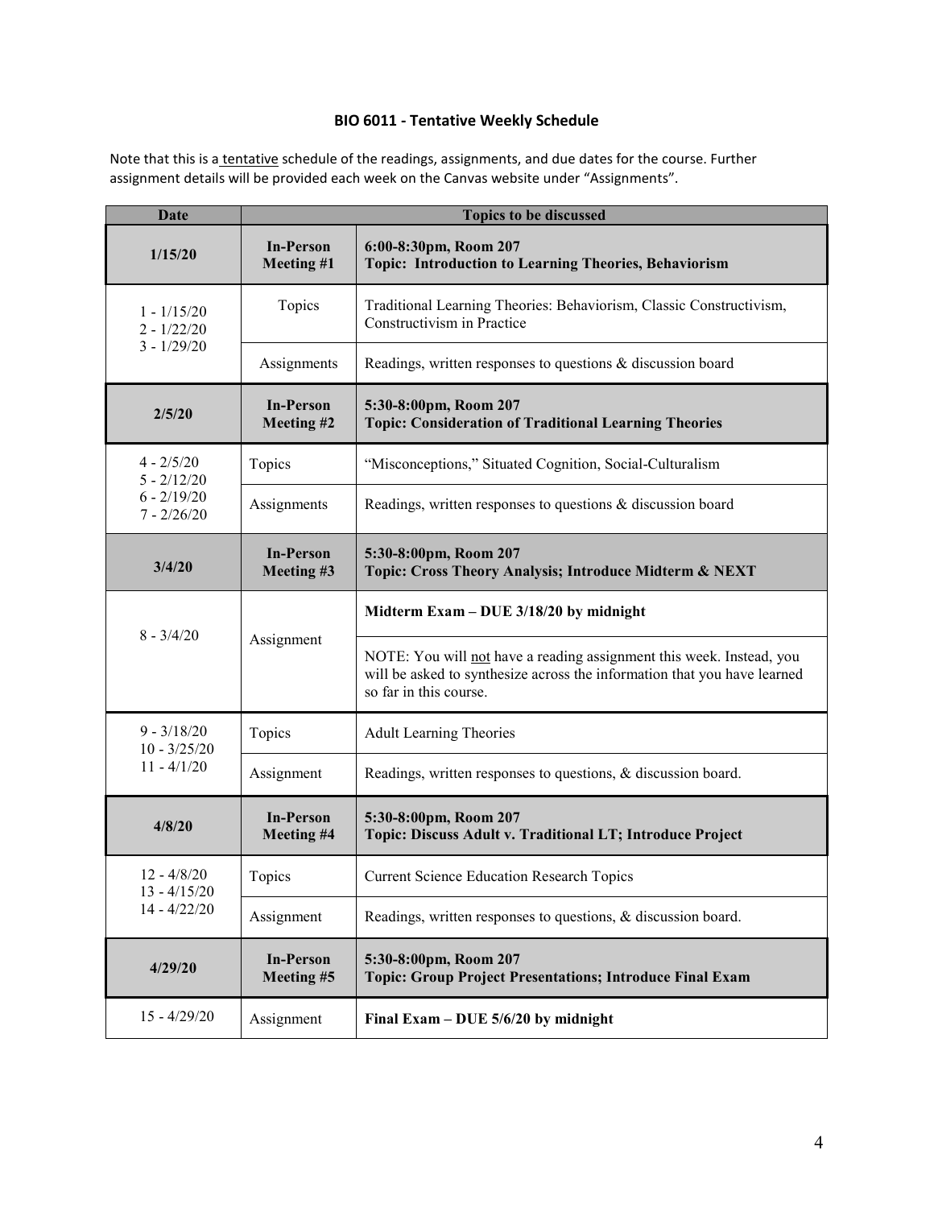# BIO 6011 - Tentative Weekly Schedule

Note that this is a tentative schedule of the readings, assignments, and due dates for the course. Further assignment details will be provided each week on the Canvas website under "Assignments".

| Date | Topics to be discussed | |
|---|---|---|
| **1/15/20** | **In-Person Meeting #1** | **6:00-8:30pm, Room 207**<br>**Topic: Introduction to Learning Theories, Behaviorism** |
| 1 - 1/15/20<br>2 - 1/22/20<br>3 - 1/29/20 | Topics | Traditional Learning Theories: Behaviorism, Classic Constructivism, Constructivism in Practice |
| | Assignments | Readings, written responses to questions & discussion board |
| **2/5/20** | **In-Person Meeting #2** | **5:30-8:00pm, Room 207**<br>**Topic: Consideration of Traditional Learning Theories** |
| 4 - 2/5/20<br>5 - 2/12/20<br>6 - 2/19/20<br>7 - 2/26/20 | Topics | "Misconceptions," Situated Cognition, Social-Culturalism |
| | Assignments | Readings, written responses to questions & discussion board |
| **3/4/20** | **In-Person Meeting #3** | **5:30-8:00pm, Room 207**<br>**Topic: Cross Theory Analysis; Introduce Midterm & NEXT** |
| 8 - 3/4/20 | Assignment | **Midterm Exam – DUE 3/18/20 by midnight** |
| | | NOTE: You will not have a reading assignment this week. Instead, you will be asked to synthesize across the information that you have learned so far in this course. |
| 9 - 3/18/20<br>10 - 3/25/20<br>11 - 4/1/20 | Topics | Adult Learning Theories |
| | Assignment | Readings, written responses to questions, & discussion board. |
| **4/8/20** | **In-Person Meeting #4** | **5:30-8:00pm, Room 207**<br>**Topic: Discuss Adult v. Traditional LT; Introduce Project** |
| 12 - 4/8/20<br>13 - 4/15/20<br>14 - 4/22/20 | Topics | Current Science Education Research Topics |
| | Assignment | Readings, written responses to questions, & discussion board. |
| **4/29/20** | **In-Person Meeting #5** | **5:30-8:00pm, Room 207**<br>**Topic: Group Project Presentations; Introduce Final Exam** |
| 15 - 4/29/20 | Assignment | **Final Exam – DUE 5/6/20 by midnight** |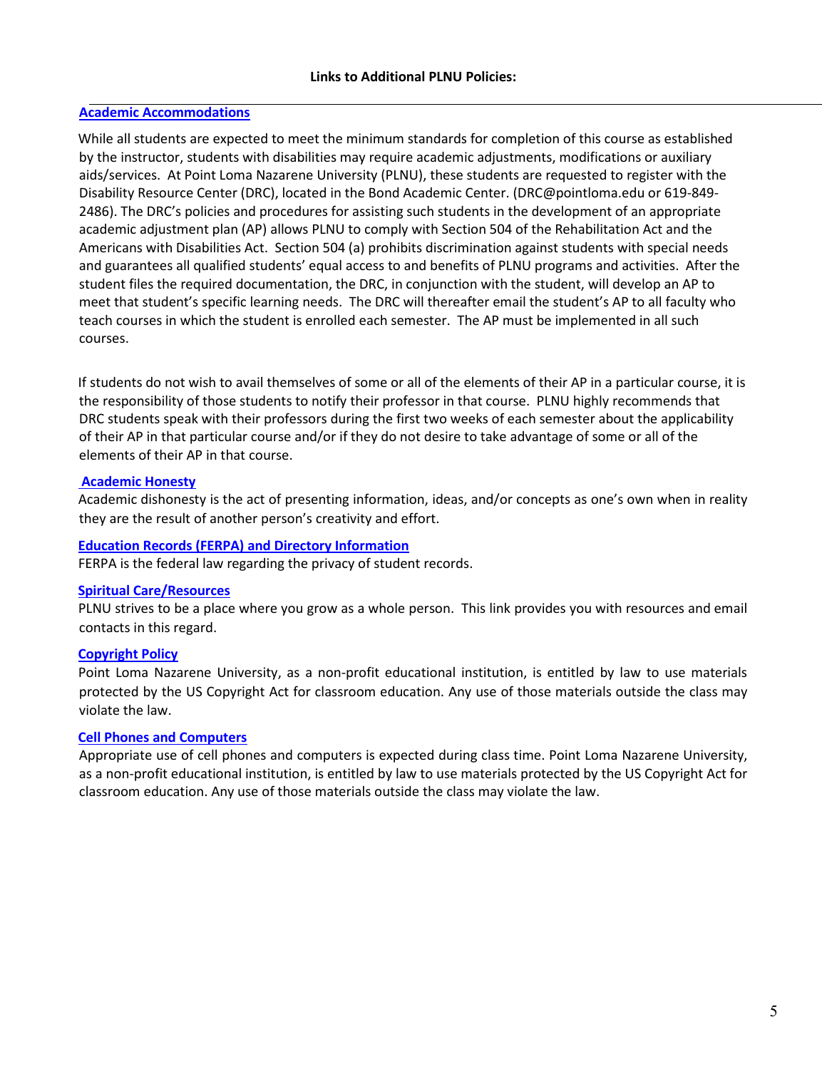**Links to Additional PLNU Policies:**

**Academic Accommodations**

While all students are expected to meet the minimum standards for completion of this course as established by the instructor, students with disabilities may require academic adjustments, modifications or auxiliary aids/services. At Point Loma Nazarene University (PLNU), these students are requested to register with the Disability Resource Center (DRC), located in the Bond Academic Center. (DRC@pointloma.edu or 619-849-2486). The DRC's policies and procedures for assisting such students in the development of an appropriate academic adjustment plan (AP) allows PLNU to comply with Section 504 of the Rehabilitation Act and the Americans with Disabilities Act. Section 504 (a) prohibits discrimination against students with special needs and guarantees all qualified students' equal access to and benefits of PLNU programs and activities. After the student files the required documentation, the DRC, in conjunction with the student, will develop an AP to meet that student's specific learning needs. The DRC will thereafter email the student's AP to all faculty who teach courses in which the student is enrolled each semester. The AP must be implemented in all such courses.

If students do not wish to avail themselves of some or all of the elements of their AP in a particular course, it is the responsibility of those students to notify their professor in that course. PLNU highly recommends that DRC students speak with their professors during the first two weeks of each semester about the applicability of their AP in that particular course and/or if they do not desire to take advantage of some or all of the elements of their AP in that course.

**Academic Honesty**

Academic dishonesty is the act of presenting information, ideas, and/or concepts as one's own when in reality they are the result of another person's creativity and effort.

**Education Records (FERPA) and Directory Information**

FERPA is the federal law regarding the privacy of student records.

**Spiritual Care/Resources**

PLNU strives to be a place where you grow as a whole person. This link provides you with resources and email contacts in this regard.

**Copyright Policy**

Point Loma Nazarene University, as a non-profit educational institution, is entitled by law to use materials protected by the US Copyright Act for classroom education. Any use of those materials outside the class may violate the law.

**Cell Phones and Computers**

Appropriate use of cell phones and computers is expected during class time. Point Loma Nazarene University, as a non-profit educational institution, is entitled by law to use materials protected by the US Copyright Act for classroom education. Any use of those materials outside the class may violate the law.